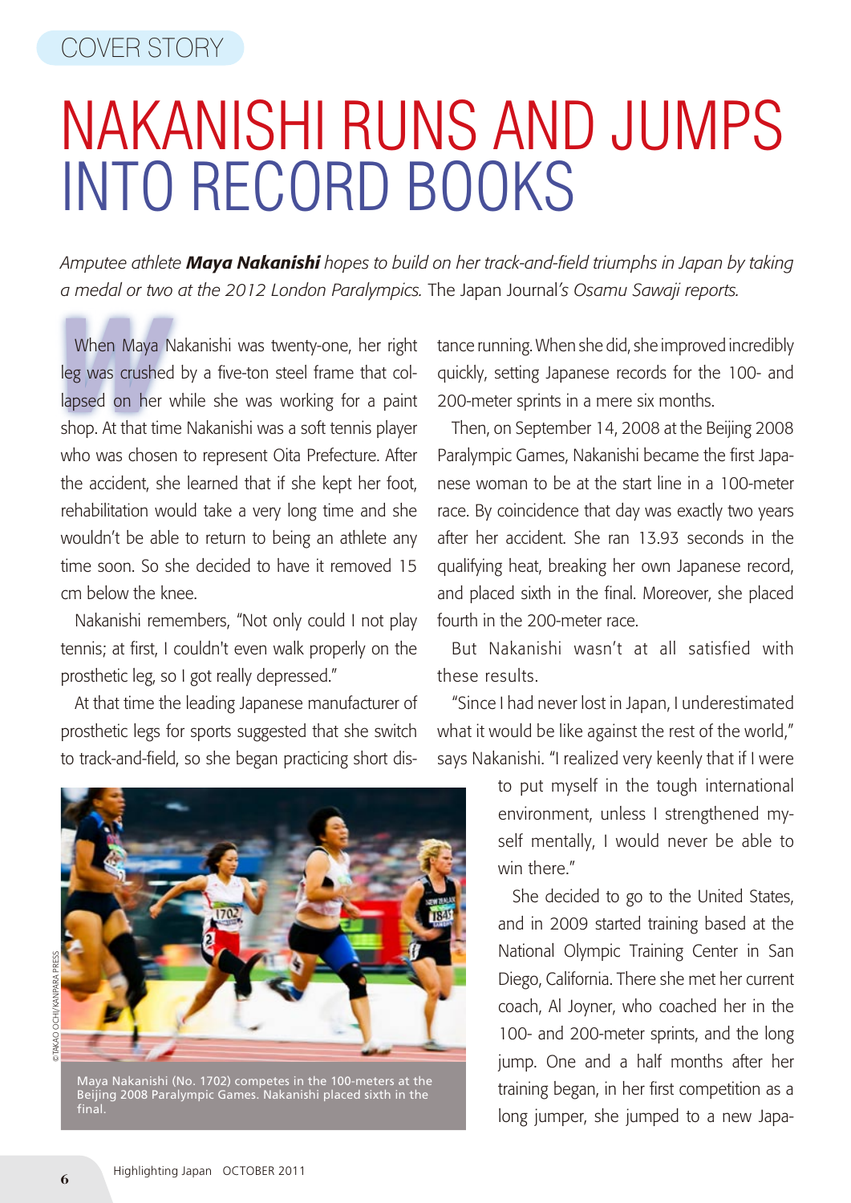COVER STORY

# NAKANISHI RUNS AND JUMPS INTO RECORD BOOKS

*Amputee athlete **Maya Nakanishi** hopes to build on her track-and-field triumphs in Japan by taking a medal or two at the 2012 London Paralympics.* The Japan Journal*'s Osamu Sawaji reports.*

When Maya Nakanishi was twenty-one, her right leg was crushed by a five-ton steel frame that collapsed on her while she was working for a paint shop. At that time Nakanishi was a soft tennis player who was chosen to represent Oita Prefecture. After the accident, she learned that if she kept her foot, rehabilitation would take a very long time and she wouldn't be able to return to being an athlete any time soon. So she decided to have it removed 15 cm below the knee.

Nakanishi remembers, "Not only could I not play tennis; at first, I couldn't even walk properly on the prosthetic leg, so I got really depressed."

At that time the leading Japanese manufacturer of prosthetic legs for sports suggested that she switch to track-and-field, so she began practicing short distance running. When she did, she improved incredibly quickly, setting Japanese records for the 100- and 200-meter sprints in a mere six months.

Then, on September 14, 2008 at the Beijing 2008 Paralympic Games, Nakanishi became the first Japanese woman to be at the start line in a 100-meter race. By coincidence that day was exactly two years after her accident. She ran 13.93 seconds in the qualifying heat, breaking her own Japanese record, and placed sixth in the final. Moreover, she placed fourth in the 200-meter race.

But Nakanishi wasn't at all satisfied with these results.

"Since I had never lost in Japan, I underestimated what it would be like against the rest of the world," says Nakanishi. "I realized very keenly that if I were to put myself in the tough international environment, unless I strengthened myself mentally, I would never be able to win there."

She decided to go to the United States, and in 2009 started training based at the National Olympic Training Center in San Diego, California. There she met her current coach, Al Joyner, who coached her in the 100- and 200-meter sprints, and the long jump. One and a half months after her training began, in her first competition as a long jumper, she jumped to a new Japa-

©TAKAO OCHI/KANPARA PRESS

Maya Nakanishi (No. 1702) competes in the 100-meters at the Beijing 2008 Paralympic Games. Nakanishi placed sixth in the final.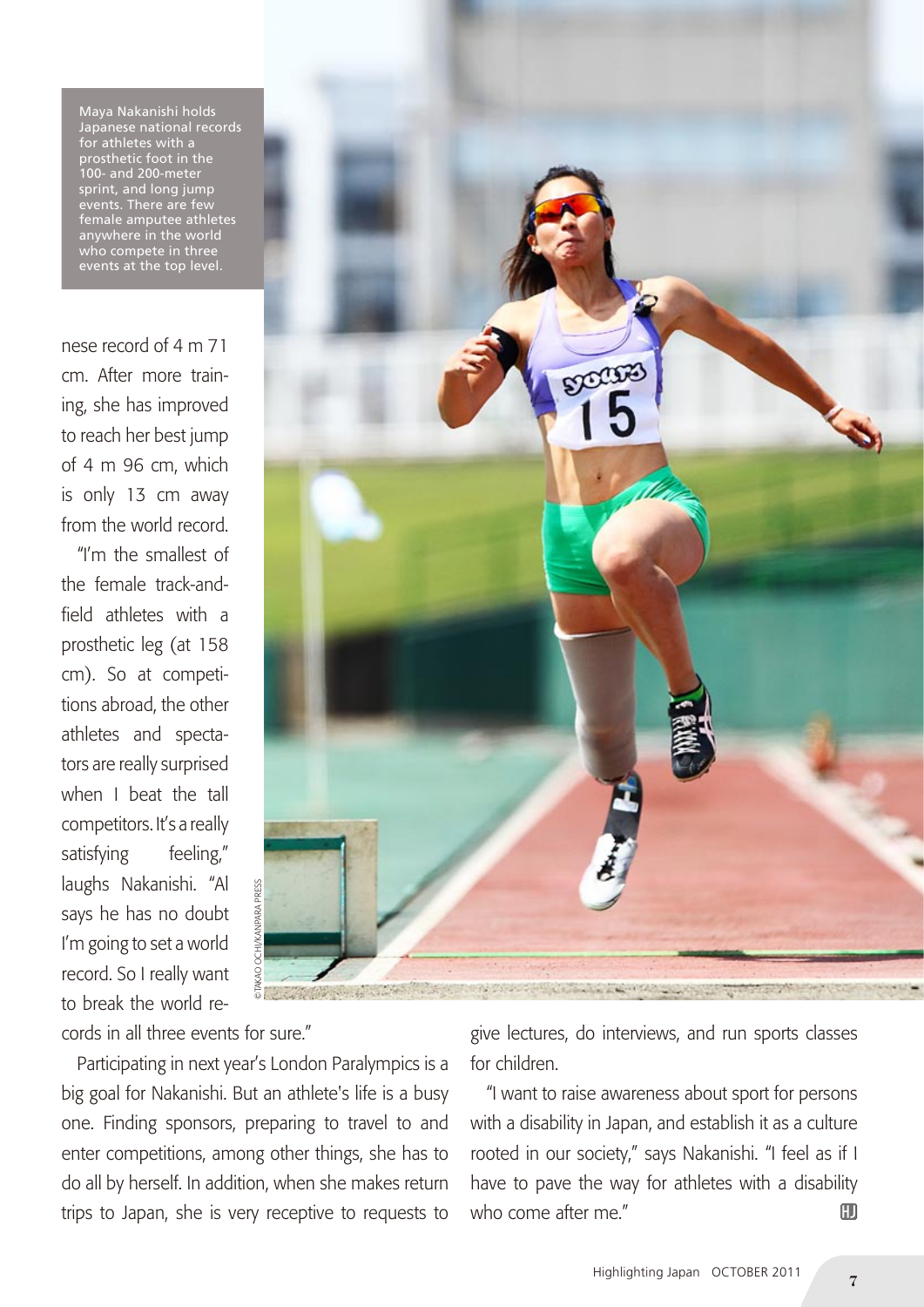Maya Nakanishi holds Japanese national records for athletes with a prosthetic foot in the 100- and 200-meter sprint, and long jump events. There are few female amputee athletes anywhere in the world who compete in three events at the top level.

nese record of 4 m 71 cm. After more training, she has improved to reach her best jump of 4 m 96 cm, which is only 13 cm away from the world record.

"I'm the smallest of the female track-and-field athletes with a prosthetic leg (at 158 cm). So at competitions abroad, the other athletes and spectators are really surprised when I beat the tall competitors. It's a really satisfying feeling," laughs Nakanishi. "Al says he has no doubt I'm going to set a world record. So I really want to break the world records in all three events for sure."

Participating in next year's London Paralympics is a big goal for Nakanishi. But an athlete's life is a busy one. Finding sponsors, preparing to travel to and enter competitions, among other things, she has to do all by herself. In addition, when she makes return trips to Japan, she is very receptive to requests to give lectures, do interviews, and run sports classes for children.

"I want to raise awareness about sport for persons with a disability in Japan, and establish it as a culture rooted in our society," says Nakanishi. "I feel as if I have to pave the way for athletes with a disability who come after me."

©TAKAO OCHI/KANPARA PRESS